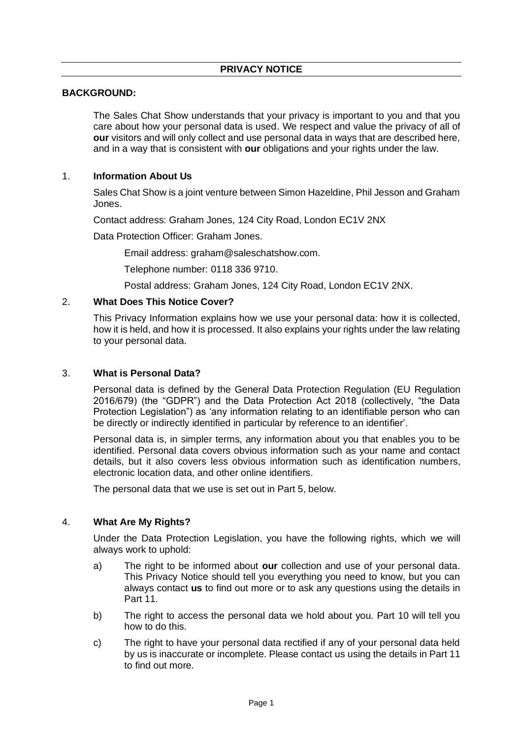# PRIVACY NOTICE

**BACKGROUND:**

The Sales Chat Show understands that your privacy is important to you and that you care about how your personal data is used. We respect and value the privacy of all of **our** visitors and will only collect and use personal data in ways that are described here, and in a way that is consistent with **our** obligations and your rights under the law.

## 1. Information About Us

Sales Chat Show is a joint venture between Simon Hazeldine, Phil Jesson and Graham Jones.

Contact address: Graham Jones, 124 City Road, London EC1V 2NX

Data Protection Officer: Graham Jones.

Email address: graham@saleschatshow.com.

Telephone number: 0118 336 9710.

Postal address: Graham Jones, 124 City Road, London EC1V 2NX.

## 2. What Does This Notice Cover?

This Privacy Information explains how we use your personal data: how it is collected, how it is held, and how it is processed. It also explains your rights under the law relating to your personal data.

## 3. What is Personal Data?

Personal data is defined by the General Data Protection Regulation (EU Regulation 2016/679) (the "GDPR") and the Data Protection Act 2018 (collectively, "the Data Protection Legislation") as 'any information relating to an identifiable person who can be directly or indirectly identified in particular by reference to an identifier'.

Personal data is, in simpler terms, any information about you that enables you to be identified. Personal data covers obvious information such as your name and contact details, but it also covers less obvious information such as identification numbers, electronic location data, and other online identifiers.

The personal data that we use is set out in Part 5, below.

## 4. What Are My Rights?

Under the Data Protection Legislation, you have the following rights, which we will always work to uphold:

a) The right to be informed about **our** collection and use of your personal data. This Privacy Notice should tell you everything you need to know, but you can always contact **us** to find out more or to ask any questions using the details in Part 11.

b) The right to access the personal data we hold about you. Part 10 will tell you how to do this.

c) The right to have your personal data rectified if any of your personal data held by us is inaccurate or incomplete. Please contact us using the details in Part 11 to find out more.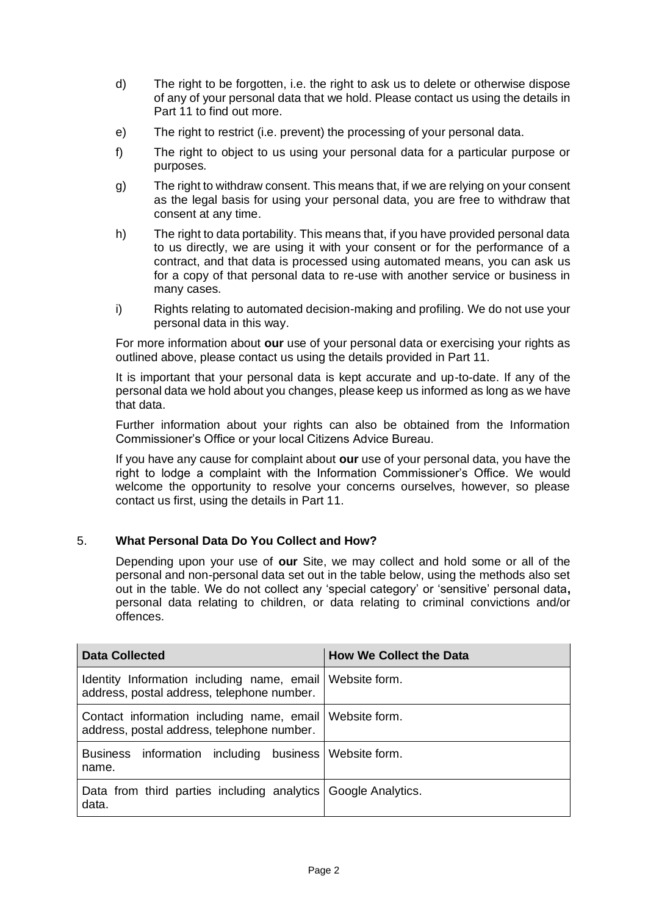d) The right to be forgotten, i.e. the right to ask us to delete or otherwise dispose of any of your personal data that we hold. Please contact us using the details in Part 11 to find out more.

e) The right to restrict (i.e. prevent) the processing of your personal data.

f) The right to object to us using your personal data for a particular purpose or purposes.

g) The right to withdraw consent. This means that, if we are relying on your consent as the legal basis for using your personal data, you are free to withdraw that consent at any time.

h) The right to data portability. This means that, if you have provided personal data to us directly, we are using it with your consent or for the performance of a contract, and that data is processed using automated means, you can ask us for a copy of that personal data to re-use with another service or business in many cases.

i) Rights relating to automated decision-making and profiling. We do not use your personal data in this way.

For more information about **our** use of your personal data or exercising your rights as outlined above, please contact us using the details provided in Part 11.

It is important that your personal data is kept accurate and up-to-date. If any of the personal data we hold about you changes, please keep us informed as long as we have that data.

Further information about your rights can also be obtained from the Information Commissioner's Office or your local Citizens Advice Bureau.

If you have any cause for complaint about **our** use of your personal data, you have the right to lodge a complaint with the Information Commissioner's Office. We would welcome the opportunity to resolve your concerns ourselves, however, so please contact us first, using the details in Part 11.

## 5. What Personal Data Do You Collect and How?

Depending upon your use of **our** Site, we may collect and hold some or all of the personal and non-personal data set out in the table below, using the methods also set out in the table. We do not collect any 'special category' or 'sensitive' personal data**,** personal data relating to children, or data relating to criminal convictions and/or offences.

| Data Collected | How We Collect the Data |
| --- | --- |
| Identity Information including name, email address, postal address, telephone number. | Website form. |
| Contact information including name, email address, postal address, telephone number. | Website form. |
| Business information including business name. | Website form. |
| Data from third parties including analytics data. | Google Analytics. |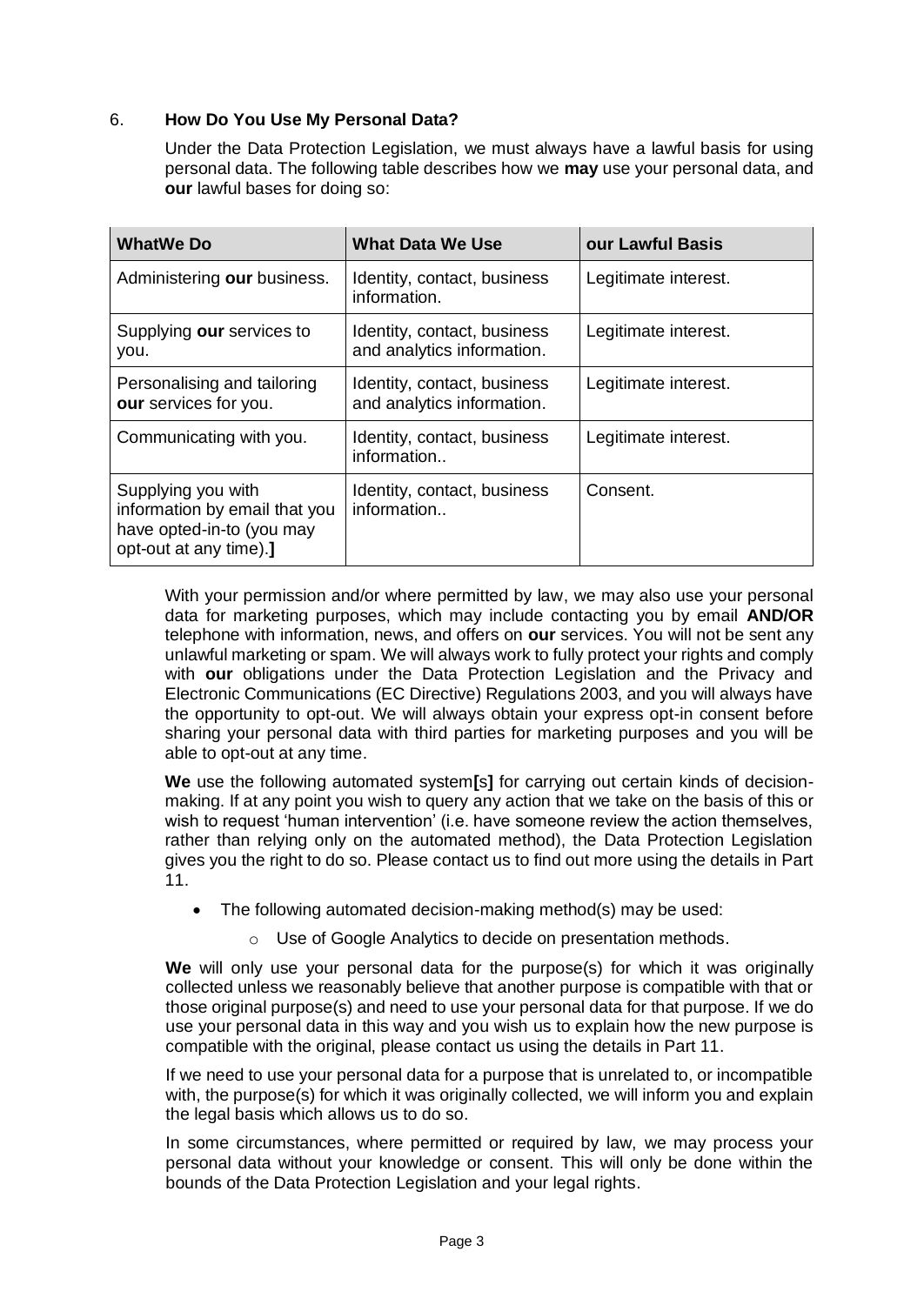## 6. **How Do You Use My Personal Data?**

Under the Data Protection Legislation, we must always have a lawful basis for using personal data. The following table describes how we **may** use your personal data, and **our** lawful bases for doing so:

| WhatWe Do | What Data We Use | our Lawful Basis |
| --- | --- | --- |
| Administering **our** business. | Identity, contact, business information. | Legitimate interest. |
| Supplying **our** services to you. | Identity, contact, business and analytics information. | Legitimate interest. |
| Personalising and tailoring **our** services for you. | Identity, contact, business and analytics information. | Legitimate interest. |
| Communicating with you. | Identity, contact, business information.. | Legitimate interest. |
| Supplying you with information by email that you have opted-in-to (you may opt-out at any time).**]** | Identity, contact, business information.. | Consent. |

With your permission and/or where permitted by law, we may also use your personal data for marketing purposes, which may include contacting you by email **AND/OR** telephone with information, news, and offers on **our** services. You will not be sent any unlawful marketing or spam. We will always work to fully protect your rights and comply with **our** obligations under the Data Protection Legislation and the Privacy and Electronic Communications (EC Directive) Regulations 2003, and you will always have the opportunity to opt-out. We will always obtain your express opt-in consent before sharing your personal data with third parties for marketing purposes and you will be able to opt-out at any time.

**We** use the following automated system**[**s**]** for carrying out certain kinds of decision-making. If at any point you wish to query any action that we take on the basis of this or wish to request 'human intervention' (i.e. have someone review the action themselves, rather than relying only on the automated method), the Data Protection Legislation gives you the right to do so. Please contact us to find out more using the details in Part 11.

- The following automated decision-making method(s) may be used:
  - Use of Google Analytics to decide on presentation methods.

**We** will only use your personal data for the purpose(s) for which it was originally collected unless we reasonably believe that another purpose is compatible with that or those original purpose(s) and need to use your personal data for that purpose. If we do use your personal data in this way and you wish us to explain how the new purpose is compatible with the original, please contact us using the details in Part 11.

If we need to use your personal data for a purpose that is unrelated to, or incompatible with, the purpose(s) for which it was originally collected, we will inform you and explain the legal basis which allows us to do so.

In some circumstances, where permitted or required by law, we may process your personal data without your knowledge or consent. This will only be done within the bounds of the Data Protection Legislation and your legal rights.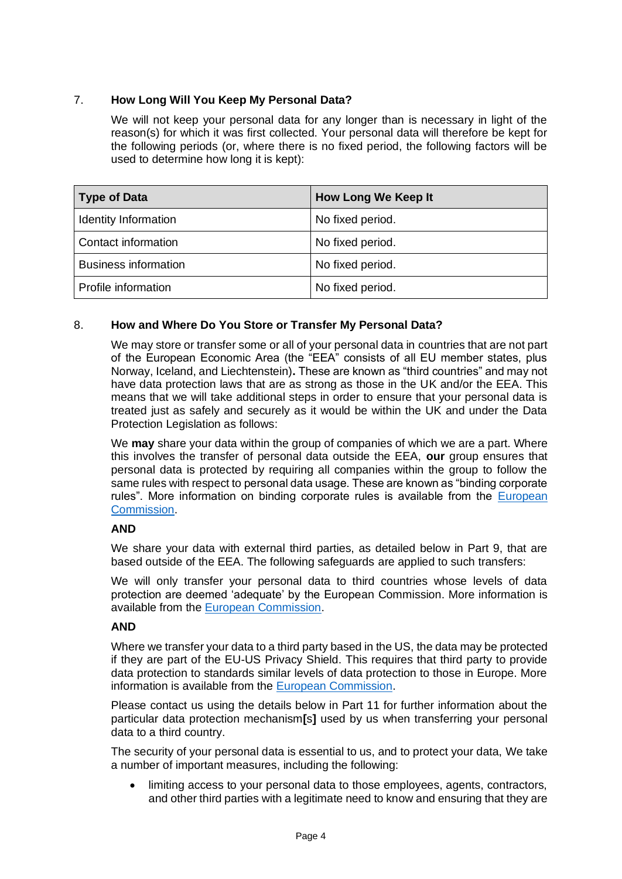## 7. How Long Will You Keep My Personal Data?

We will not keep your personal data for any longer than is necessary in light of the reason(s) for which it was first collected. Your personal data will therefore be kept for the following periods (or, where there is no fixed period, the following factors will be used to determine how long it is kept):

| Type of Data | How Long We Keep It |
|---|---|
| Identity Information | No fixed period. |
| Contact information | No fixed period. |
| Business information | No fixed period. |
| Profile information | No fixed period. |

## 8. How and Where Do You Store or Transfer My Personal Data?

We may store or transfer some or all of your personal data in countries that are not part of the European Economic Area (the "EEA" consists of all EU member states, plus Norway, Iceland, and Liechtenstein)**.** These are known as "third countries" and may not have data protection laws that are as strong as those in the UK and/or the EEA. This means that we will take additional steps in order to ensure that your personal data is treated just as safely and securely as it would be within the UK and under the Data Protection Legislation as follows:

We **may** share your data within the group of companies of which we are a part. Where this involves the transfer of personal data outside the EEA, **our** group ensures that personal data is protected by requiring all companies within the group to follow the same rules with respect to personal data usage. These are known as "binding corporate rules". More information on binding corporate rules is available from the European Commission.

**AND**

We share your data with external third parties, as detailed below in Part 9, that are based outside of the EEA. The following safeguards are applied to such transfers:

We will only transfer your personal data to third countries whose levels of data protection are deemed 'adequate' by the European Commission. More information is available from the European Commission.

**AND**

Where we transfer your data to a third party based in the US, the data may be protected if they are part of the EU-US Privacy Shield. This requires that third party to provide data protection to standards similar levels of data protection to those in Europe. More information is available from the European Commission.

Please contact us using the details below in Part 11 for further information about the particular data protection mechanism**[**s**]** used by us when transferring your personal data to a third country.

The security of your personal data is essential to us, and to protect your data, We take a number of important measures, including the following:

- limiting access to your personal data to those employees, agents, contractors, and other third parties with a legitimate need to know and ensuring that they are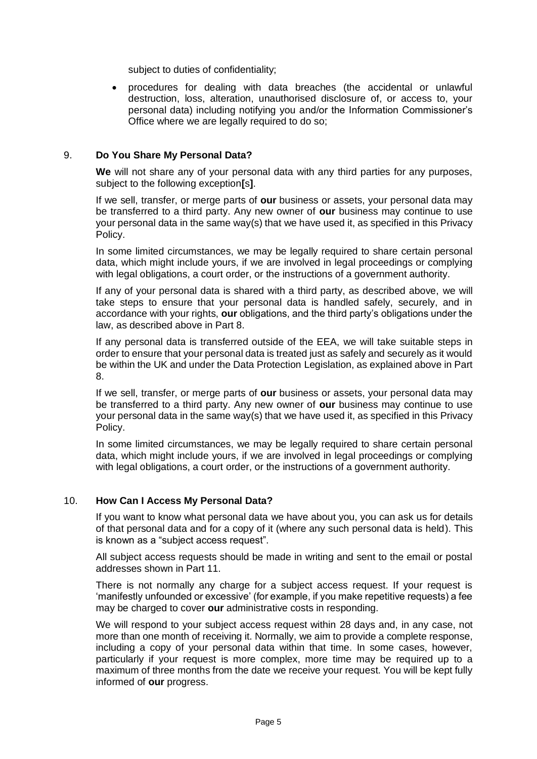subject to duties of confidentiality;

- procedures for dealing with data breaches (the accidental or unlawful destruction, loss, alteration, unauthorised disclosure of, or access to, your personal data) including notifying you and/or the Information Commissioner's Office where we are legally required to do so;

9. **Do You Share My Personal Data?**

**We** will not share any of your personal data with any third parties for any purposes, subject to the following exception**[**s**]**.

If we sell, transfer, or merge parts of **our** business or assets, your personal data may be transferred to a third party. Any new owner of **our** business may continue to use your personal data in the same way(s) that we have used it, as specified in this Privacy Policy.

In some limited circumstances, we may be legally required to share certain personal data, which might include yours, if we are involved in legal proceedings or complying with legal obligations, a court order, or the instructions of a government authority.

If any of your personal data is shared with a third party, as described above, we will take steps to ensure that your personal data is handled safely, securely, and in accordance with your rights, **our** obligations, and the third party's obligations under the law, as described above in Part 8.

If any personal data is transferred outside of the EEA, we will take suitable steps in order to ensure that your personal data is treated just as safely and securely as it would be within the UK and under the Data Protection Legislation, as explained above in Part 8.

If we sell, transfer, or merge parts of **our** business or assets, your personal data may be transferred to a third party. Any new owner of **our** business may continue to use your personal data in the same way(s) that we have used it, as specified in this Privacy Policy.

In some limited circumstances, we may be legally required to share certain personal data, which might include yours, if we are involved in legal proceedings or complying with legal obligations, a court order, or the instructions of a government authority.

10. **How Can I Access My Personal Data?**

If you want to know what personal data we have about you, you can ask us for details of that personal data and for a copy of it (where any such personal data is held). This is known as a "subject access request".

All subject access requests should be made in writing and sent to the email or postal addresses shown in Part 11.

There is not normally any charge for a subject access request. If your request is 'manifestly unfounded or excessive' (for example, if you make repetitive requests) a fee may be charged to cover **our** administrative costs in responding.

We will respond to your subject access request within 28 days and, in any case, not more than one month of receiving it. Normally, we aim to provide a complete response, including a copy of your personal data within that time. In some cases, however, particularly if your request is more complex, more time may be required up to a maximum of three months from the date we receive your request. You will be kept fully informed of **our** progress.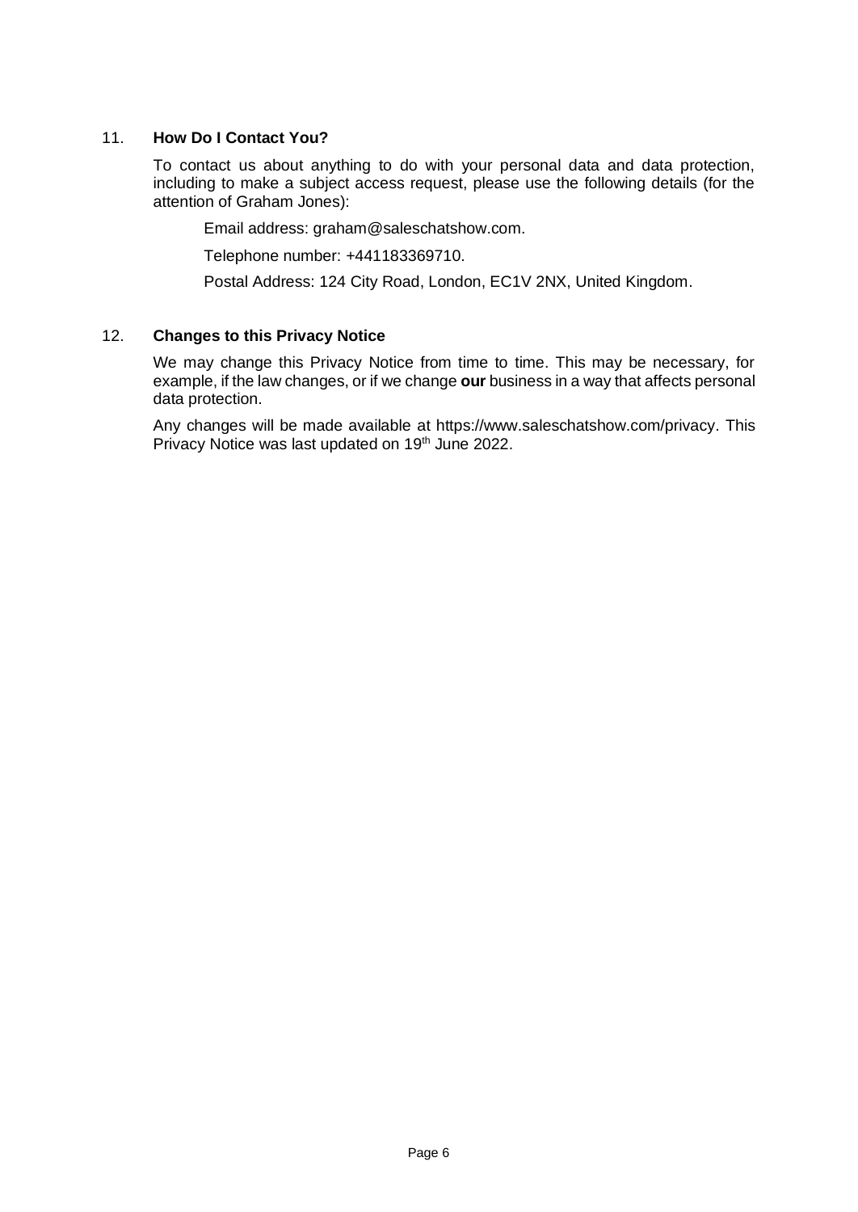## 11. How Do I Contact You?

To contact us about anything to do with your personal data and data protection, including to make a subject access request, please use the following details (for the attention of Graham Jones):

Email address: graham@saleschatshow.com.

Telephone number: +441183369710.

Postal Address: 124 City Road, London, EC1V 2NX, United Kingdom.

## 12. Changes to this Privacy Notice

We may change this Privacy Notice from time to time. This may be necessary, for example, if the law changes, or if we change **our** business in a way that affects personal data protection.

Any changes will be made available at https://www.saleschatshow.com/privacy. This Privacy Notice was last updated on 19th June 2022.